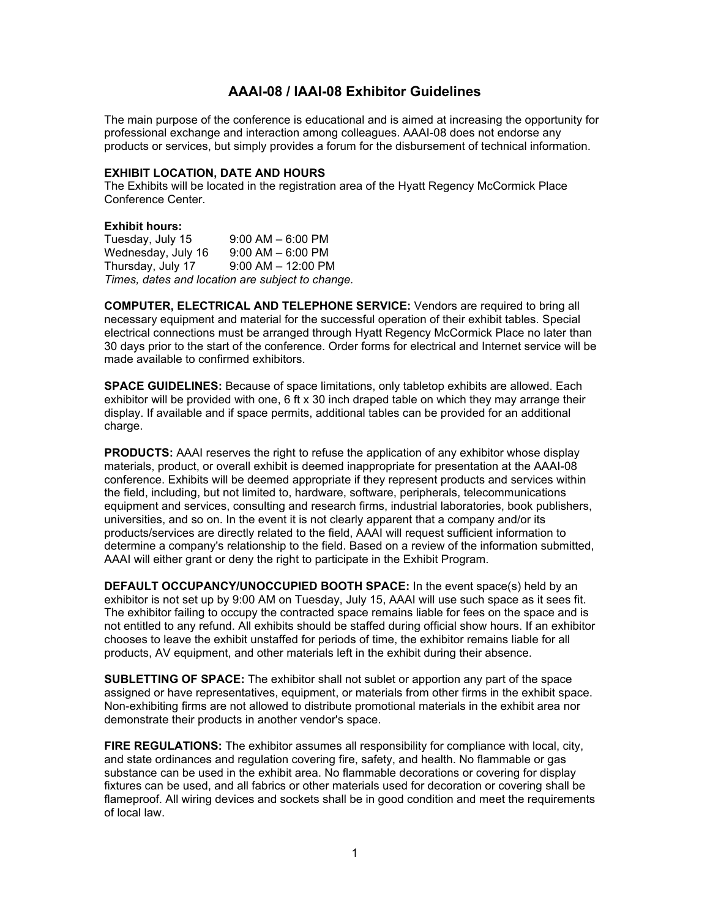# AAAI-08 / IAAI-08 Exhibitor Guidelines

The main purpose of the conference is educational and is aimed at increasing the opportunity for professional exchange and interaction among colleagues. AAAI-08 does not endorse any products or services, but simply provides a forum for the disbursement of technical information.

**EXHIBIT LOCATION, DATE AND HOURS**
The Exhibits will be located in the registration area of the Hyatt Regency McCormick Place Conference Center.

**Exhibit hours:**

| | |
|---|---|
| Tuesday, July 15 | 9:00 AM – 6:00 PM |
| Wednesday, July 16 | 9:00 AM – 6:00 PM |
| Thursday, July 17 | 9:00 AM – 12:00 PM |

*Times, dates and location are subject to change.*

**COMPUTER, ELECTRICAL AND TELEPHONE SERVICE:** Vendors are required to bring all necessary equipment and material for the successful operation of their exhibit tables. Special electrical connections must be arranged through Hyatt Regency McCormick Place no later than 30 days prior to the start of the conference. Order forms for electrical and Internet service will be made available to confirmed exhibitors.

**SPACE GUIDELINES:** Because of space limitations, only tabletop exhibits are allowed. Each exhibitor will be provided with one, 6 ft x 30 inch draped table on which they may arrange their display. If available and if space permits, additional tables can be provided for an additional charge.

**PRODUCTS:** AAAI reserves the right to refuse the application of any exhibitor whose display materials, product, or overall exhibit is deemed inappropriate for presentation at the AAAI-08 conference. Exhibits will be deemed appropriate if they represent products and services within the field, including, but not limited to, hardware, software, peripherals, telecommunications equipment and services, consulting and research firms, industrial laboratories, book publishers, universities, and so on. In the event it is not clearly apparent that a company and/or its products/services are directly related to the field, AAAI will request sufficient information to determine a company's relationship to the field. Based on a review of the information submitted, AAAI will either grant or deny the right to participate in the Exhibit Program.

**DEFAULT OCCUPANCY/UNOCCUPIED BOOTH SPACE:** In the event space(s) held by an exhibitor is not set up by 9:00 AM on Tuesday, July 15, AAAI will use such space as it sees fit. The exhibitor failing to occupy the contracted space remains liable for fees on the space and is not entitled to any refund. All exhibits should be staffed during official show hours. If an exhibitor chooses to leave the exhibit unstaffed for periods of time, the exhibitor remains liable for all products, AV equipment, and other materials left in the exhibit during their absence.

**SUBLETTING OF SPACE:** The exhibitor shall not sublet or apportion any part of the space assigned or have representatives, equipment, or materials from other firms in the exhibit space. Non-exhibiting firms are not allowed to distribute promotional materials in the exhibit area nor demonstrate their products in another vendor's space.

**FIRE REGULATIONS:** The exhibitor assumes all responsibility for compliance with local, city, and state ordinances and regulation covering fire, safety, and health. No flammable or gas substance can be used in the exhibit area. No flammable decorations or covering for display fixtures can be used, and all fabrics or other materials used for decoration or covering shall be flameproof. All wiring devices and sockets shall be in good condition and meet the requirements of local law.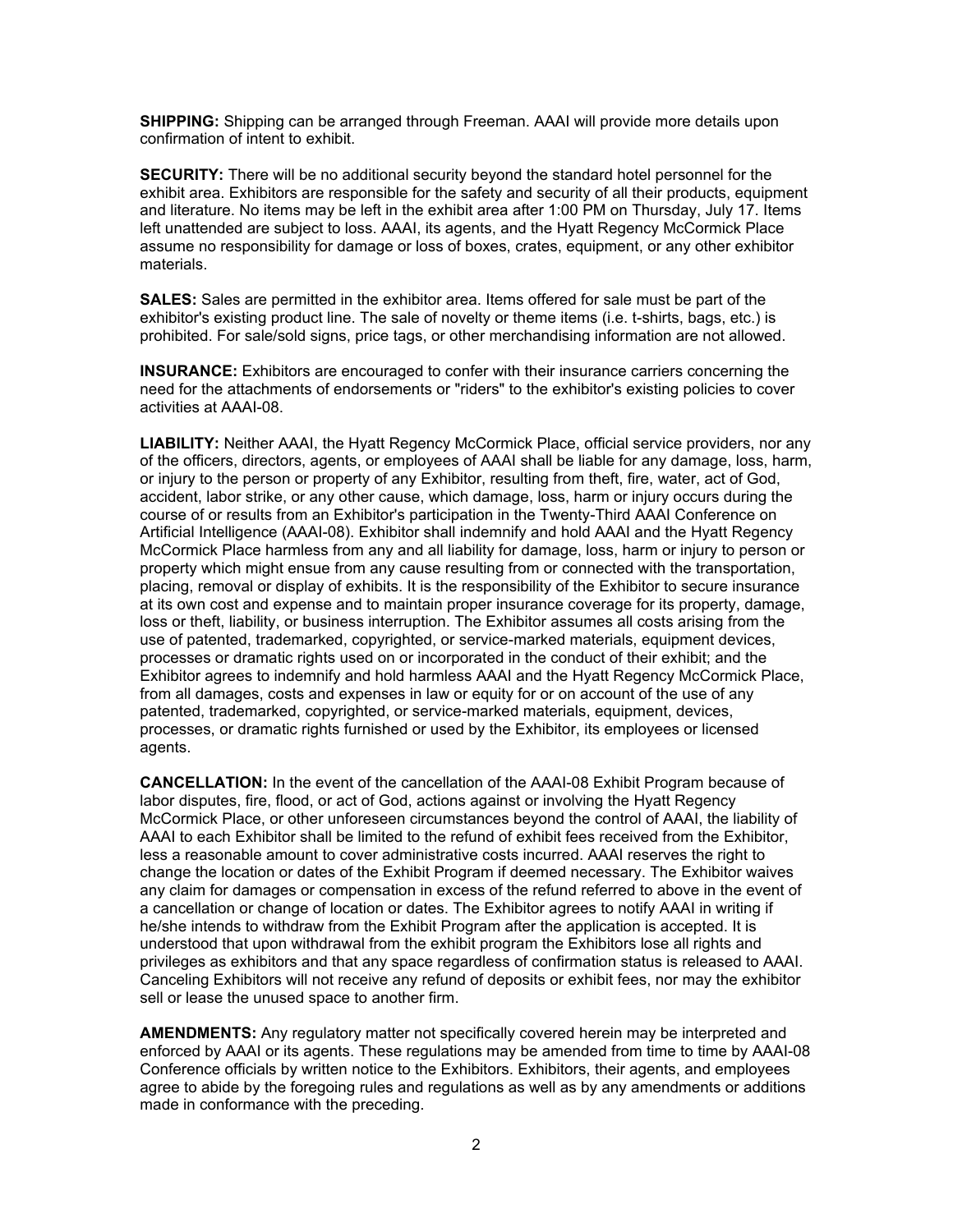**SHIPPING:** Shipping can be arranged through Freeman. AAAI will provide more details upon confirmation of intent to exhibit.

**SECURITY:** There will be no additional security beyond the standard hotel personnel for the exhibit area. Exhibitors are responsible for the safety and security of all their products, equipment and literature. No items may be left in the exhibit area after 1:00 PM on Thursday, July 17. Items left unattended are subject to loss. AAAI, its agents, and the Hyatt Regency McCormick Place assume no responsibility for damage or loss of boxes, crates, equipment, or any other exhibitor materials.

**SALES:** Sales are permitted in the exhibitor area. Items offered for sale must be part of the exhibitor's existing product line. The sale of novelty or theme items (i.e. t-shirts, bags, etc.) is prohibited. For sale/sold signs, price tags, or other merchandising information are not allowed.

**INSURANCE:** Exhibitors are encouraged to confer with their insurance carriers concerning the need for the attachments of endorsements or "riders" to the exhibitor's existing policies to cover activities at AAAI-08.

**LIABILITY:** Neither AAAI, the Hyatt Regency McCormick Place, official service providers, nor any of the officers, directors, agents, or employees of AAAI shall be liable for any damage, loss, harm, or injury to the person or property of any Exhibitor, resulting from theft, fire, water, act of God, accident, labor strike, or any other cause, which damage, loss, harm or injury occurs during the course of or results from an Exhibitor's participation in the Twenty-Third AAAI Conference on Artificial Intelligence (AAAI-08). Exhibitor shall indemnify and hold AAAI and the Hyatt Regency McCormick Place harmless from any and all liability for damage, loss, harm or injury to person or property which might ensue from any cause resulting from or connected with the transportation, placing, removal or display of exhibits. It is the responsibility of the Exhibitor to secure insurance at its own cost and expense and to maintain proper insurance coverage for its property, damage, loss or theft, liability, or business interruption. The Exhibitor assumes all costs arising from the use of patented, trademarked, copyrighted, or service-marked materials, equipment devices, processes or dramatic rights used on or incorporated in the conduct of their exhibit; and the Exhibitor agrees to indemnify and hold harmless AAAI and the Hyatt Regency McCormick Place, from all damages, costs and expenses in law or equity for or on account of the use of any patented, trademarked, copyrighted, or service-marked materials, equipment, devices, processes, or dramatic rights furnished or used by the Exhibitor, its employees or licensed agents.

**CANCELLATION:** In the event of the cancellation of the AAAI-08 Exhibit Program because of labor disputes, fire, flood, or act of God, actions against or involving the Hyatt Regency McCormick Place, or other unforeseen circumstances beyond the control of AAAI, the liability of AAAI to each Exhibitor shall be limited to the refund of exhibit fees received from the Exhibitor, less a reasonable amount to cover administrative costs incurred. AAAI reserves the right to change the location or dates of the Exhibit Program if deemed necessary. The Exhibitor waives any claim for damages or compensation in excess of the refund referred to above in the event of a cancellation or change of location or dates. The Exhibitor agrees to notify AAAI in writing if he/she intends to withdraw from the Exhibit Program after the application is accepted. It is understood that upon withdrawal from the exhibit program the Exhibitors lose all rights and privileges as exhibitors and that any space regardless of confirmation status is released to AAAI. Canceling Exhibitors will not receive any refund of deposits or exhibit fees, nor may the exhibitor sell or lease the unused space to another firm.

**AMENDMENTS:** Any regulatory matter not specifically covered herein may be interpreted and enforced by AAAI or its agents. These regulations may be amended from time to time by AAAI-08 Conference officials by written notice to the Exhibitors. Exhibitors, their agents, and employees agree to abide by the foregoing rules and regulations as well as by any amendments or additions made in conformance with the preceding.